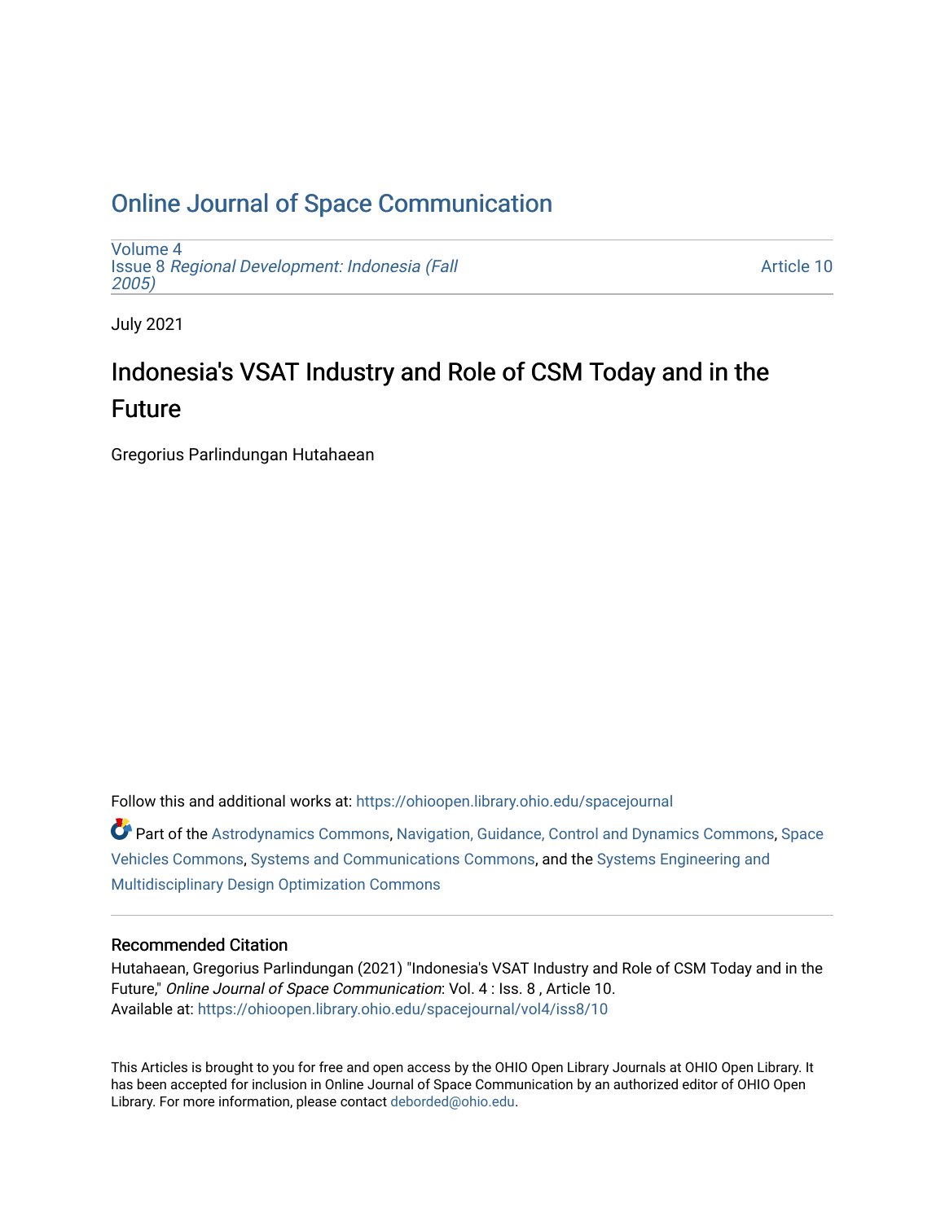# Online Journal of Space Communication

Volume 4
Issue 8 *Regional Development: Indonesia (Fall 2005)*

Article 10

July 2021

## Indonesia's VSAT Industry and Role of CSM Today and in the Future

Gregorius Parlindungan Hutahaean

Follow this and additional works at: https://ohioopen.library.ohio.edu/spacejournal

Part of the Astrodynamics Commons, Navigation, Guidance, Control and Dynamics Commons, Space Vehicles Commons, Systems and Communications Commons, and the Systems Engineering and Multidisciplinary Design Optimization Commons

### Recommended Citation

Hutahaean, Gregorius Parlindungan (2021) "Indonesia's VSAT Industry and Role of CSM Today and in the Future," *Online Journal of Space Communication*: Vol. 4 : Iss. 8 , Article 10.
Available at: https://ohioopen.library.ohio.edu/spacejournal/vol4/iss8/10

This Articles is brought to you for free and open access by the OHIO Open Library Journals at OHIO Open Library. It has been accepted for inclusion in Online Journal of Space Communication by an authorized editor of OHIO Open Library. For more information, please contact deborded@ohio.edu.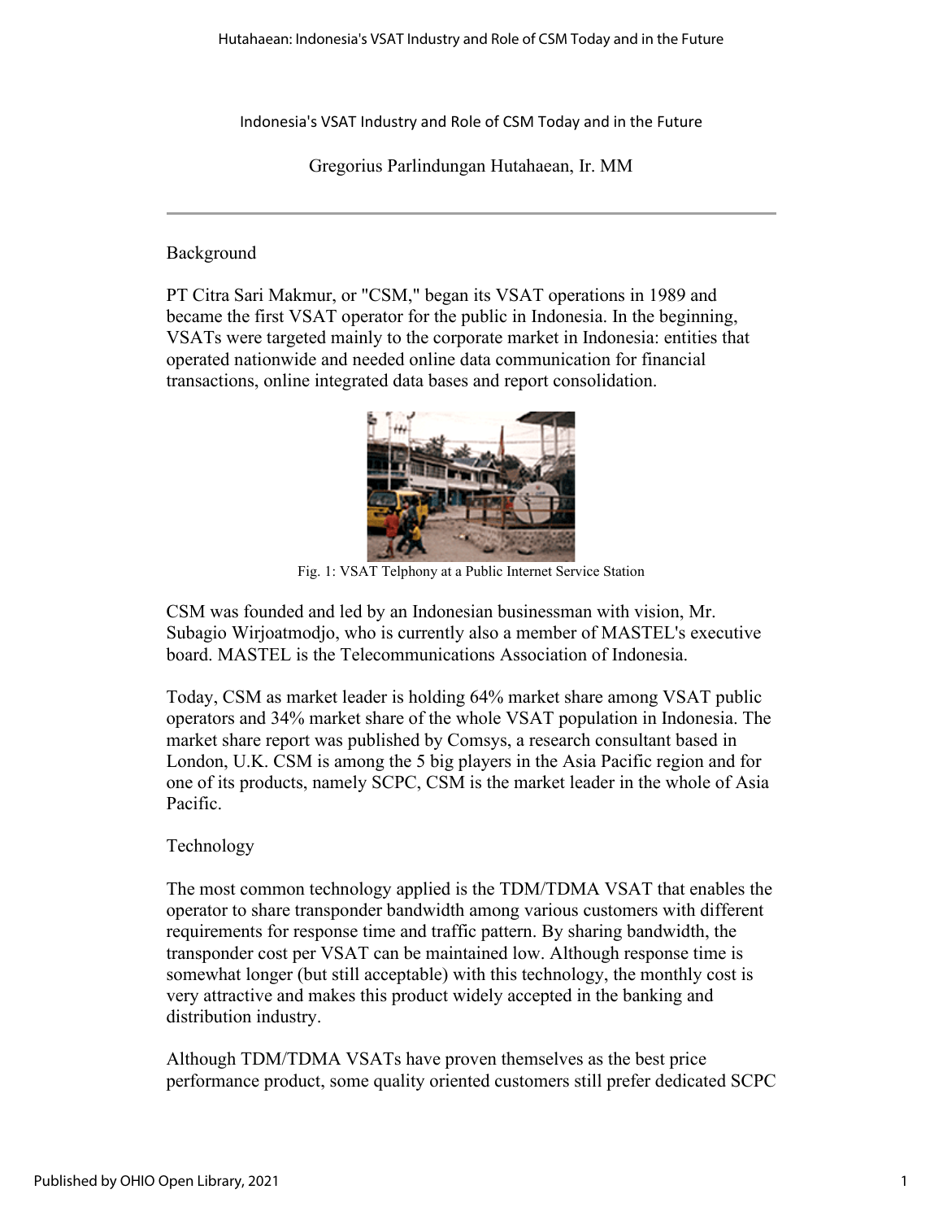# Indonesia's VSAT Industry and Role of CSM Today and in the Future

Gregorius Parlindungan Hutahaean, Ir. MM

---

## Background

PT Citra Sari Makmur, or "CSM," began its VSAT operations in 1989 and became the first VSAT operator for the public in Indonesia. In the beginning, VSATs were targeted mainly to the corporate market in Indonesia: entities that operated nationwide and needed online data communication for financial transactions, online integrated data bases and report consolidation.

Fig. 1: VSAT Telphony at a Public Internet Service Station

CSM was founded and led by an Indonesian businessman with vision, Mr. Subagio Wirjoatmodjo, who is currently also a member of MASTEL's executive board. MASTEL is the Telecommunications Association of Indonesia.

Today, CSM as market leader is holding 64% market share among VSAT public operators and 34% market share of the whole VSAT population in Indonesia. The market share report was published by Comsys, a research consultant based in London, U.K. CSM is among the 5 big players in the Asia Pacific region and for one of its products, namely SCPC, CSM is the market leader in the whole of Asia Pacific.

## Technology

The most common technology applied is the TDM/TDMA VSAT that enables the operator to share transponder bandwidth among various customers with different requirements for response time and traffic pattern. By sharing bandwidth, the transponder cost per VSAT can be maintained low. Although response time is somewhat longer (but still acceptable) with this technology, the monthly cost is very attractive and makes this product widely accepted in the banking and distribution industry.

Although TDM/TDMA VSATs have proven themselves as the best price performance product, some quality oriented customers still prefer dedicated SCPC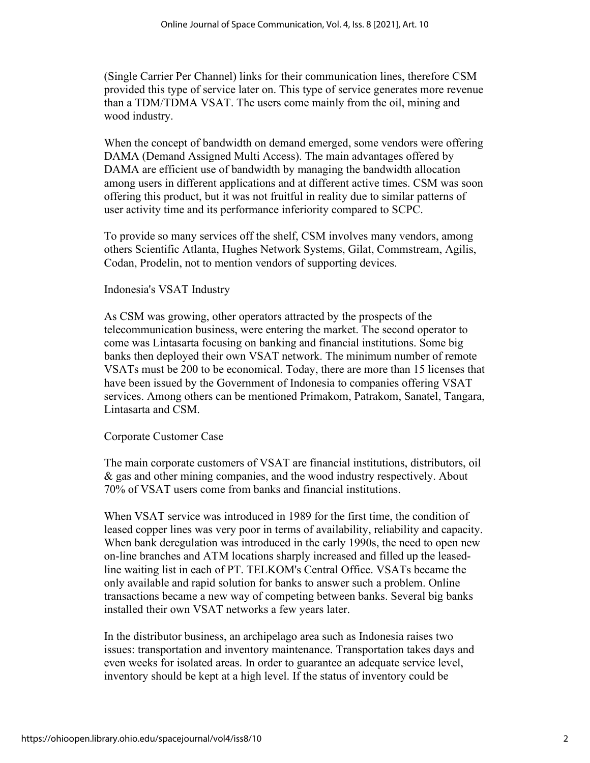(Single Carrier Per Channel) links for their communication lines, therefore CSM provided this type of service later on. This type of service generates more revenue than a TDM/TDMA VSAT. The users come mainly from the oil, mining and wood industry.

When the concept of bandwidth on demand emerged, some vendors were offering DAMA (Demand Assigned Multi Access). The main advantages offered by DAMA are efficient use of bandwidth by managing the bandwidth allocation among users in different applications and at different active times. CSM was soon offering this product, but it was not fruitful in reality due to similar patterns of user activity time and its performance inferiority compared to SCPC.

To provide so many services off the shelf, CSM involves many vendors, among others Scientific Atlanta, Hughes Network Systems, Gilat, Commstream, Agilis, Codan, Prodelin, not to mention vendors of supporting devices.

## Indonesia's VSAT Industry

As CSM was growing, other operators attracted by the prospects of the telecommunication business, were entering the market. The second operator to come was Lintasarta focusing on banking and financial institutions. Some big banks then deployed their own VSAT network. The minimum number of remote VSATs must be 200 to be economical. Today, there are more than 15 licenses that have been issued by the Government of Indonesia to companies offering VSAT services. Among others can be mentioned Primakom, Patrakom, Sanatel, Tangara, Lintasarta and CSM.

## Corporate Customer Case

The main corporate customers of VSAT are financial institutions, distributors, oil & gas and other mining companies, and the wood industry respectively. About 70% of VSAT users come from banks and financial institutions.

When VSAT service was introduced in 1989 for the first time, the condition of leased copper lines was very poor in terms of availability, reliability and capacity. When bank deregulation was introduced in the early 1990s, the need to open new on-line branches and ATM locations sharply increased and filled up the leased-line waiting list in each of PT. TELKOM's Central Office. VSATs became the only available and rapid solution for banks to answer such a problem. Online transactions became a new way of competing between banks. Several big banks installed their own VSAT networks a few years later.

In the distributor business, an archipelago area such as Indonesia raises two issues: transportation and inventory maintenance. Transportation takes days and even weeks for isolated areas. In order to guarantee an adequate service level, inventory should be kept at a high level. If the status of inventory could be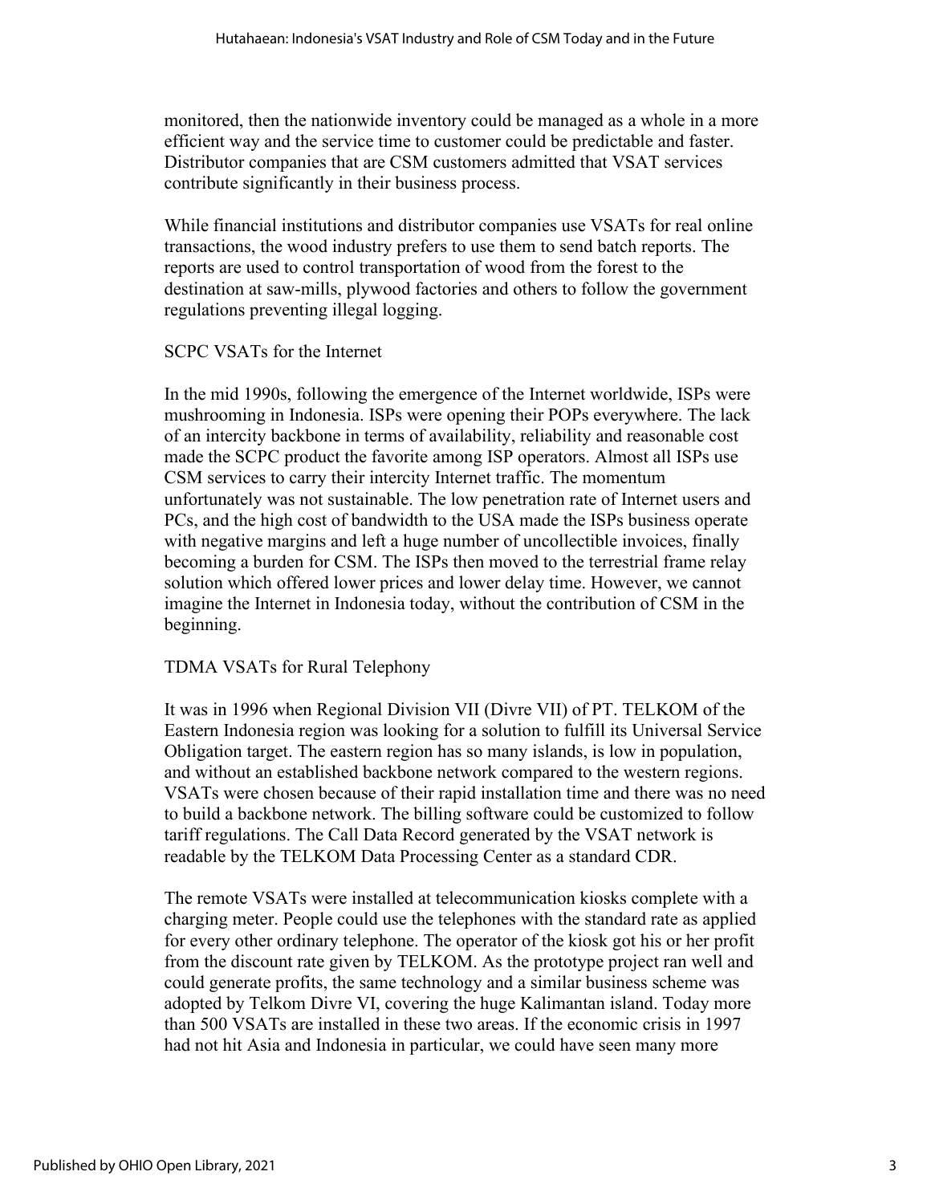monitored, then the nationwide inventory could be managed as a whole in a more efficient way and the service time to customer could be predictable and faster. Distributor companies that are CSM customers admitted that VSAT services contribute significantly in their business process.

While financial institutions and distributor companies use VSATs for real online transactions, the wood industry prefers to use them to send batch reports. The reports are used to control transportation of wood from the forest to the destination at saw-mills, plywood factories and others to follow the government regulations preventing illegal logging.

### SCPC VSATs for the Internet

In the mid 1990s, following the emergence of the Internet worldwide, ISPs were mushrooming in Indonesia. ISPs were opening their POPs everywhere. The lack of an intercity backbone in terms of availability, reliability and reasonable cost made the SCPC product the favorite among ISP operators. Almost all ISPs use CSM services to carry their intercity Internet traffic. The momentum unfortunately was not sustainable. The low penetration rate of Internet users and PCs, and the high cost of bandwidth to the USA made the ISPs business operate with negative margins and left a huge number of uncollectible invoices, finally becoming a burden for CSM. The ISPs then moved to the terrestrial frame relay solution which offered lower prices and lower delay time. However, we cannot imagine the Internet in Indonesia today, without the contribution of CSM in the beginning.

### TDMA VSATs for Rural Telephony

It was in 1996 when Regional Division VII (Divre VII) of PT. TELKOM of the Eastern Indonesia region was looking for a solution to fulfill its Universal Service Obligation target. The eastern region has so many islands, is low in population, and without an established backbone network compared to the western regions. VSATs were chosen because of their rapid installation time and there was no need to build a backbone network. The billing software could be customized to follow tariff regulations. The Call Data Record generated by the VSAT network is readable by the TELKOM Data Processing Center as a standard CDR.

The remote VSATs were installed at telecommunication kiosks complete with a charging meter. People could use the telephones with the standard rate as applied for every other ordinary telephone. The operator of the kiosk got his or her profit from the discount rate given by TELKOM. As the prototype project ran well and could generate profits, the same technology and a similar business scheme was adopted by Telkom Divre VI, covering the huge Kalimantan island. Today more than 500 VSATs are installed in these two areas. If the economic crisis in 1997 had not hit Asia and Indonesia in particular, we could have seen many more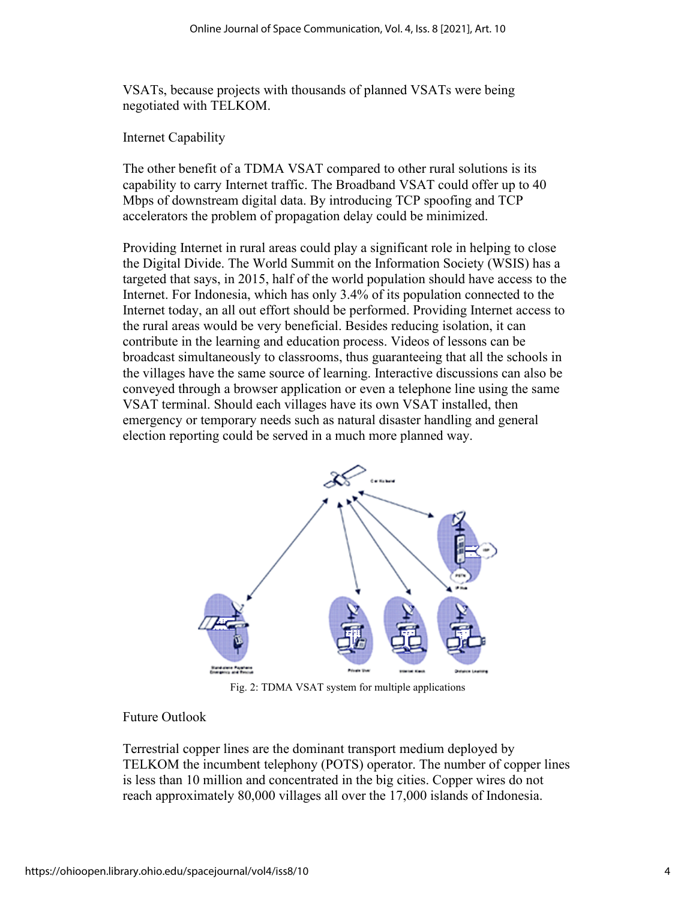VSATs, because projects with thousands of planned VSATs were being negotiated with TELKOM.

## Internet Capability

The other benefit of a TDMA VSAT compared to other rural solutions is its capability to carry Internet traffic. The Broadband VSAT could offer up to 40 Mbps of downstream digital data. By introducing TCP spoofing and TCP accelerators the problem of propagation delay could be minimized.

Providing Internet in rural areas could play a significant role in helping to close the Digital Divide. The World Summit on the Information Society (WSIS) has a targeted that says, in 2015, half of the world population should have access to the Internet. For Indonesia, which has only 3.4% of its population connected to the Internet today, an all out effort should be performed. Providing Internet access to the rural areas would be very beneficial. Besides reducing isolation, it can contribute in the learning and education process. Videos of lessons can be broadcast simultaneously to classrooms, thus guaranteeing that all the schools in the villages have the same source of learning. Interactive discussions can also be conveyed through a browser application or even a telephone line using the same VSAT terminal. Should each villages have its own VSAT installed, then emergency or temporary needs such as natural disaster handling and general election reporting could be served in a much more planned way.

Fig. 2: TDMA VSAT system for multiple applications

## Future Outlook

Terrestrial copper lines are the dominant transport medium deployed by TELKOM the incumbent telephony (POTS) operator. The number of copper lines is less than 10 million and concentrated in the big cities. Copper wires do not reach approximately 80,000 villages all over the 17,000 islands of Indonesia.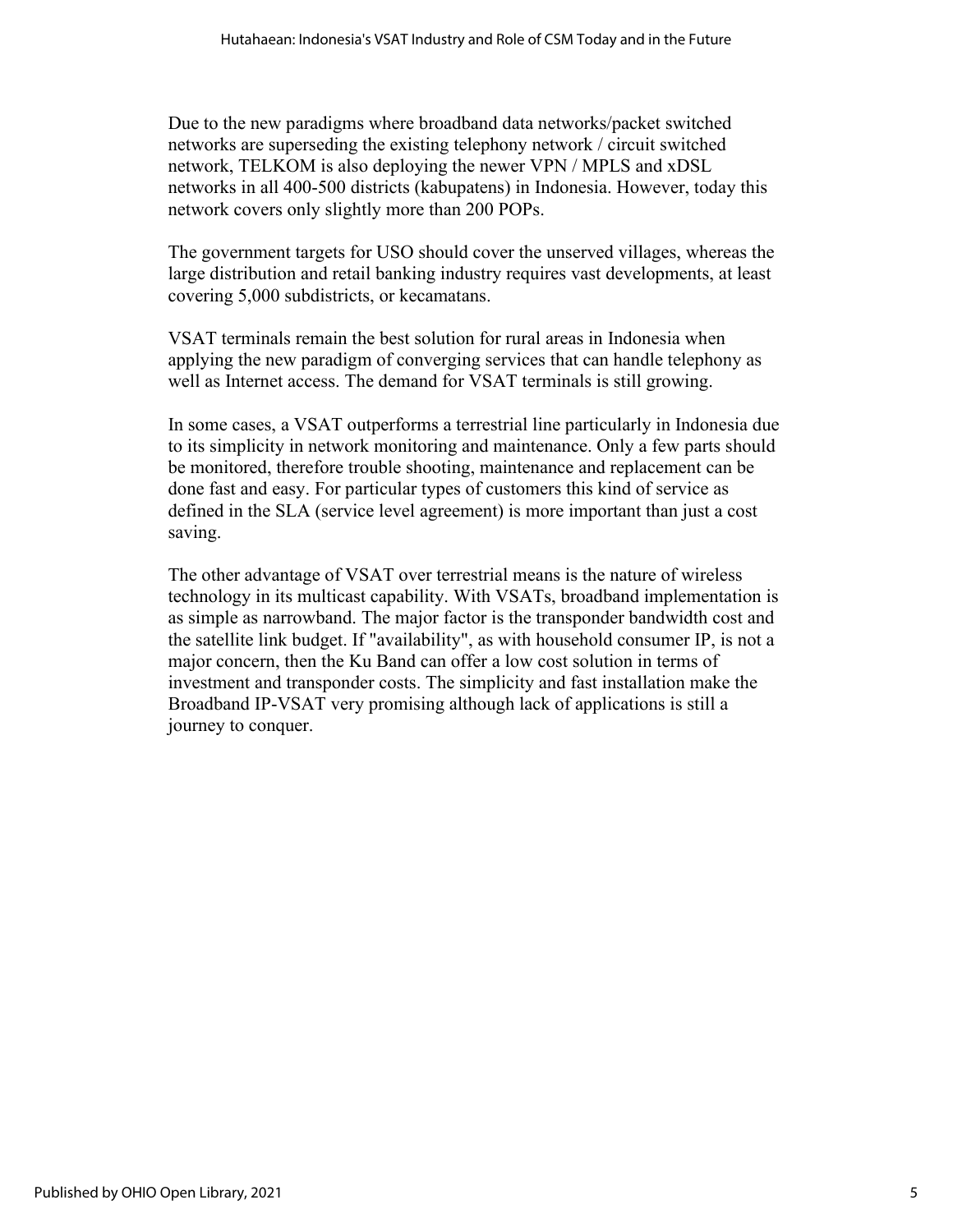Due to the new paradigms where broadband data networks/packet switched networks are superseding the existing telephony network / circuit switched network, TELKOM is also deploying the newer VPN / MPLS and xDSL networks in all 400-500 districts (kabupatens) in Indonesia. However, today this network covers only slightly more than 200 POPs.

The government targets for USO should cover the unserved villages, whereas the large distribution and retail banking industry requires vast developments, at least covering 5,000 subdistricts, or kecamatans.

VSAT terminals remain the best solution for rural areas in Indonesia when applying the new paradigm of converging services that can handle telephony as well as Internet access. The demand for VSAT terminals is still growing.

In some cases, a VSAT outperforms a terrestrial line particularly in Indonesia due to its simplicity in network monitoring and maintenance. Only a few parts should be monitored, therefore trouble shooting, maintenance and replacement can be done fast and easy. For particular types of customers this kind of service as defined in the SLA (service level agreement) is more important than just a cost saving.

The other advantage of VSAT over terrestrial means is the nature of wireless technology in its multicast capability. With VSATs, broadband implementation is as simple as narrowband. The major factor is the transponder bandwidth cost and the satellite link budget. If "availability", as with household consumer IP, is not a major concern, then the Ku Band can offer a low cost solution in terms of investment and transponder costs. The simplicity and fast installation make the Broadband IP-VSAT very promising although lack of applications is still a journey to conquer.